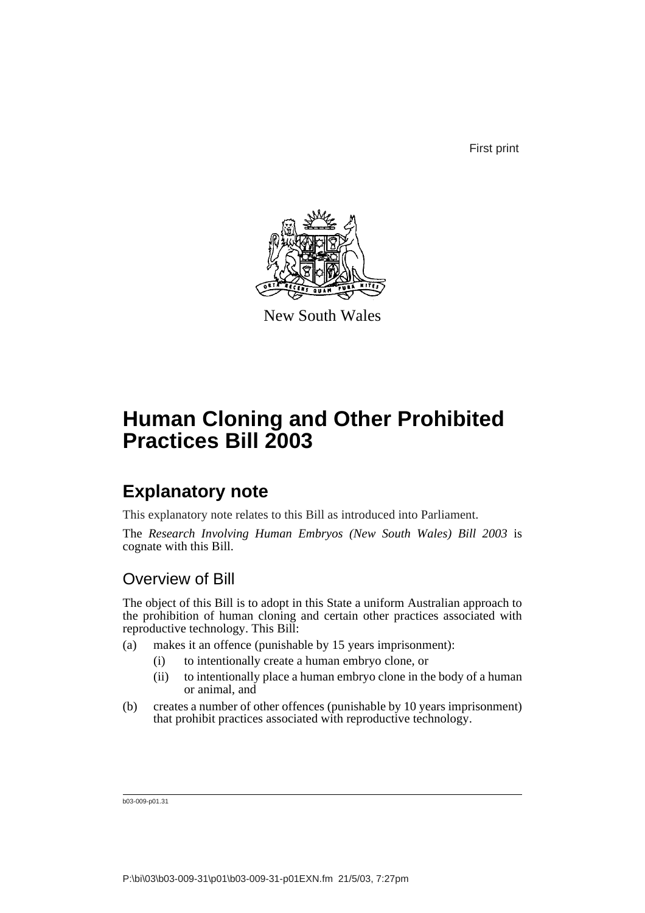First print

New South Wales

# Human Cloning and Other Prohibited Practices Bill 2003

## Explanatory note

This explanatory note relates to this Bill as introduced into Parliament.

The *Research Involving Human Embryos (New South Wales) Bill 2003* is cognate with this Bill.

### Overview of Bill

The object of this Bill is to adopt in this State a uniform Australian approach to the prohibition of human cloning and certain other practices associated with reproductive technology. This Bill:

(a) makes it an offence (punishable by 15 years imprisonment):

- (i) to intentionally create a human embryo clone, or
- (ii) to intentionally place a human embryo clone in the body of a human or animal, and

(b) creates a number of other offences (punishable by 10 years imprisonment) that prohibit practices associated with reproductive technology.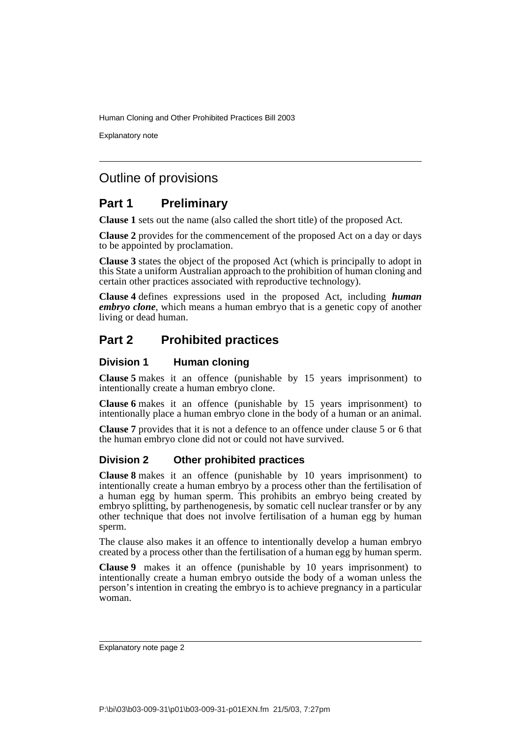## Outline of provisions

## Part 1 Preliminary

**Clause 1** sets out the name (also called the short title) of the proposed Act.

**Clause 2** provides for the commencement of the proposed Act on a day or days to be appointed by proclamation.

**Clause 3** states the object of the proposed Act (which is principally to adopt in this State a uniform Australian approach to the prohibition of human cloning and certain other practices associated with reproductive technology).

**Clause 4** defines expressions used in the proposed Act, including ***human embryo clone***, which means a human embryo that is a genetic copy of another living or dead human.

## Part 2 Prohibited practices

### Division 1 Human cloning

**Clause 5** makes it an offence (punishable by 15 years imprisonment) to intentionally create a human embryo clone.

**Clause 6** makes it an offence (punishable by 15 years imprisonment) to intentionally place a human embryo clone in the body of a human or an animal.

**Clause 7** provides that it is not a defence to an offence under clause 5 or 6 that the human embryo clone did not or could not have survived.

### Division 2 Other prohibited practices

**Clause 8** makes it an offence (punishable by 10 years imprisonment) to intentionally create a human embryo by a process other than the fertilisation of a human egg by human sperm. This prohibits an embryo being created by embryo splitting, by parthenogenesis, by somatic cell nuclear transfer or by any other technique that does not involve fertilisation of a human egg by human sperm.

The clause also makes it an offence to intentionally develop a human embryo created by a process other than the fertilisation of a human egg by human sperm.

**Clause 9** makes it an offence (punishable by 10 years imprisonment) to intentionally create a human embryo outside the body of a woman unless the person's intention in creating the embryo is to achieve pregnancy in a particular woman.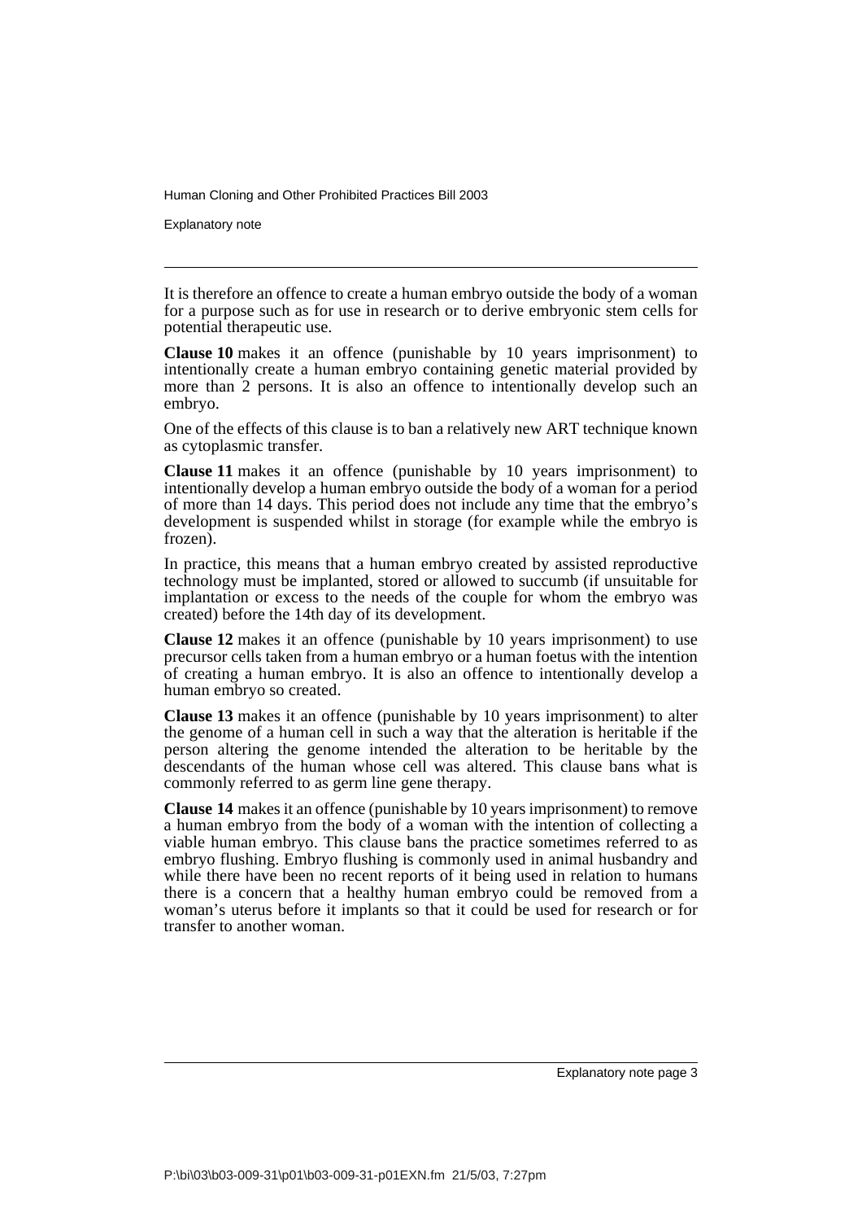It is therefore an offence to create a human embryo outside the body of a woman for a purpose such as for use in research or to derive embryonic stem cells for potential therapeutic use.

**Clause 10** makes it an offence (punishable by 10 years imprisonment) to intentionally create a human embryo containing genetic material provided by more than 2 persons. It is also an offence to intentionally develop such an embryo.

One of the effects of this clause is to ban a relatively new ART technique known as cytoplasmic transfer.

**Clause 11** makes it an offence (punishable by 10 years imprisonment) to intentionally develop a human embryo outside the body of a woman for a period of more than 14 days. This period does not include any time that the embryo's development is suspended whilst in storage (for example while the embryo is frozen).

In practice, this means that a human embryo created by assisted reproductive technology must be implanted, stored or allowed to succumb (if unsuitable for implantation or excess to the needs of the couple for whom the embryo was created) before the 14th day of its development.

**Clause 12** makes it an offence (punishable by 10 years imprisonment) to use precursor cells taken from a human embryo or a human foetus with the intention of creating a human embryo. It is also an offence to intentionally develop a human embryo so created.

**Clause 13** makes it an offence (punishable by 10 years imprisonment) to alter the genome of a human cell in such a way that the alteration is heritable if the person altering the genome intended the alteration to be heritable by the descendants of the human whose cell was altered. This clause bans what is commonly referred to as germ line gene therapy.

**Clause 14** makes it an offence (punishable by 10 years imprisonment) to remove a human embryo from the body of a woman with the intention of collecting a viable human embryo. This clause bans the practice sometimes referred to as embryo flushing. Embryo flushing is commonly used in animal husbandry and while there have been no recent reports of it being used in relation to humans there is a concern that a healthy human embryo could be removed from a woman's uterus before it implants so that it could be used for research or for transfer to another woman.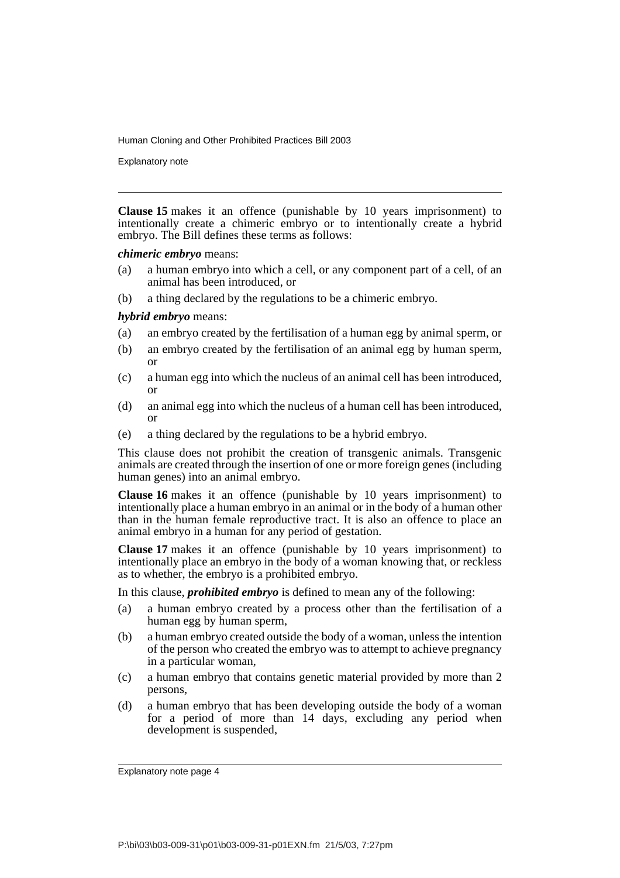**Clause 15** makes it an offence (punishable by 10 years imprisonment) to intentionally create a chimeric embryo or to intentionally create a hybrid embryo. The Bill defines these terms as follows:

***chimeric embryo*** means:

(a) a human embryo into which a cell, or any component part of a cell, of an animal has been introduced, or

(b) a thing declared by the regulations to be a chimeric embryo.

***hybrid embryo*** means:

(a) an embryo created by the fertilisation of a human egg by animal sperm, or

(b) an embryo created by the fertilisation of an animal egg by human sperm, or

(c) a human egg into which the nucleus of an animal cell has been introduced, or

(d) an animal egg into which the nucleus of a human cell has been introduced, or

(e) a thing declared by the regulations to be a hybrid embryo.

This clause does not prohibit the creation of transgenic animals. Transgenic animals are created through the insertion of one or more foreign genes (including human genes) into an animal embryo.

**Clause 16** makes it an offence (punishable by 10 years imprisonment) to intentionally place a human embryo in an animal or in the body of a human other than in the human female reproductive tract. It is also an offence to place an animal embryo in a human for any period of gestation.

**Clause 17** makes it an offence (punishable by 10 years imprisonment) to intentionally place an embryo in the body of a woman knowing that, or reckless as to whether, the embryo is a prohibited embryo.

In this clause, ***prohibited embryo*** is defined to mean any of the following:

(a) a human embryo created by a process other than the fertilisation of a human egg by human sperm,

(b) a human embryo created outside the body of a woman, unless the intention of the person who created the embryo was to attempt to achieve pregnancy in a particular woman,

(c) a human embryo that contains genetic material provided by more than 2 persons,

(d) a human embryo that has been developing outside the body of a woman for a period of more than 14 days, excluding any period when development is suspended,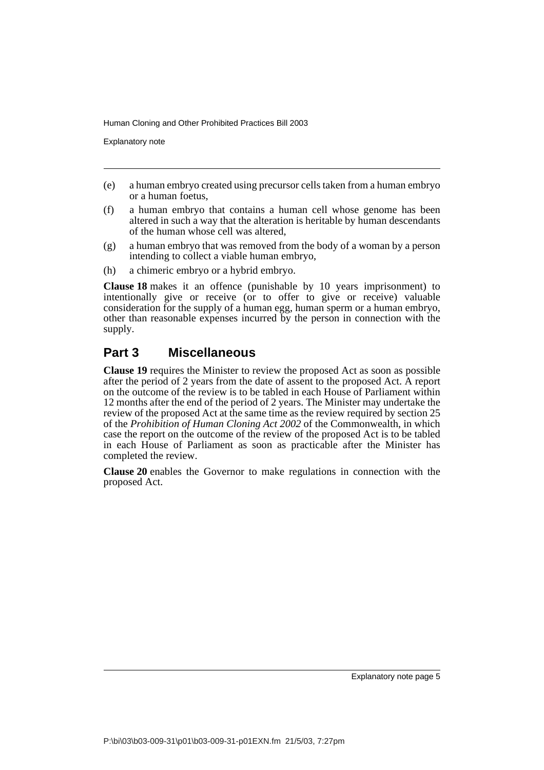(e) a human embryo created using precursor cells taken from a human embryo or a human foetus,

(f) a human embryo that contains a human cell whose genome has been altered in such a way that the alteration is heritable by human descendants of the human whose cell was altered,

(g) a human embryo that was removed from the body of a woman by a person intending to collect a viable human embryo,

(h) a chimeric embryo or a hybrid embryo.

**Clause 18** makes it an offence (punishable by 10 years imprisonment) to intentionally give or receive (or to offer to give or receive) valuable consideration for the supply of a human egg, human sperm or a human embryo, other than reasonable expenses incurred by the person in connection with the supply.

## Part 3 Miscellaneous

**Clause 19** requires the Minister to review the proposed Act as soon as possible after the period of 2 years from the date of assent to the proposed Act. A report on the outcome of the review is to be tabled in each House of Parliament within 12 months after the end of the period of 2 years. The Minister may undertake the review of the proposed Act at the same time as the review required by section 25 of the *Prohibition of Human Cloning Act 2002* of the Commonwealth, in which case the report on the outcome of the review of the proposed Act is to be tabled in each House of Parliament as soon as practicable after the Minister has completed the review.

**Clause 20** enables the Governor to make regulations in connection with the proposed Act.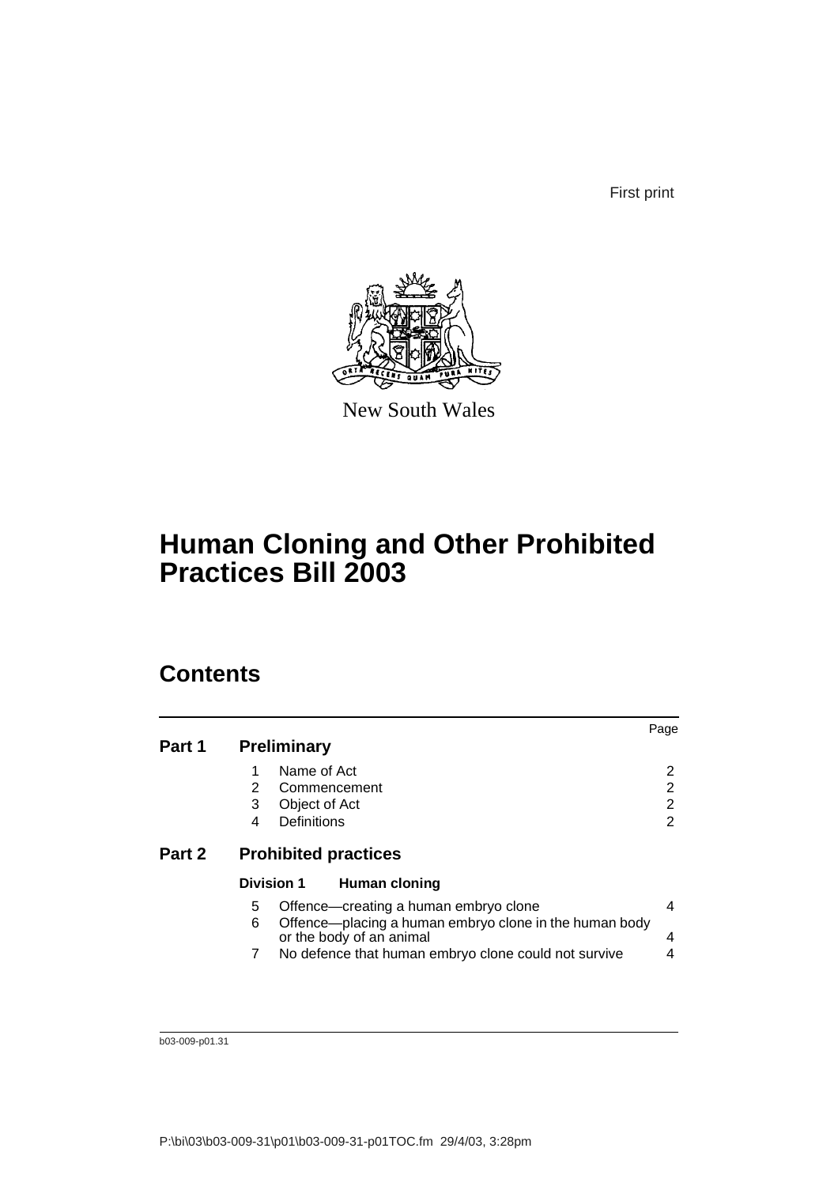First print

New South Wales

# Human Cloning and Other Prohibited Practices Bill 2003

## Contents

| | | Page |
|---|---|---|
| **Part 1** | **Preliminary** | |
| | 1 Name of Act | 2 |
| | 2 Commencement | 2 |
| | 3 Object of Act | 2 |
| | 4 Definitions | 2 |
| **Part 2** | **Prohibited practices** | |
| | **Division 1 Human cloning** | |
| | 5 Offence—creating a human embryo clone | 4 |
| | 6 Offence—placing a human embryo clone in the human body or the body of an animal | 4 |
| | 7 No defence that human embryo clone could not survive | 4 |

b03-009-p01.31

P:\bi\03\b03-009-31\p01\b03-009-31-p01TOC.fm 29/4/03, 3:28pm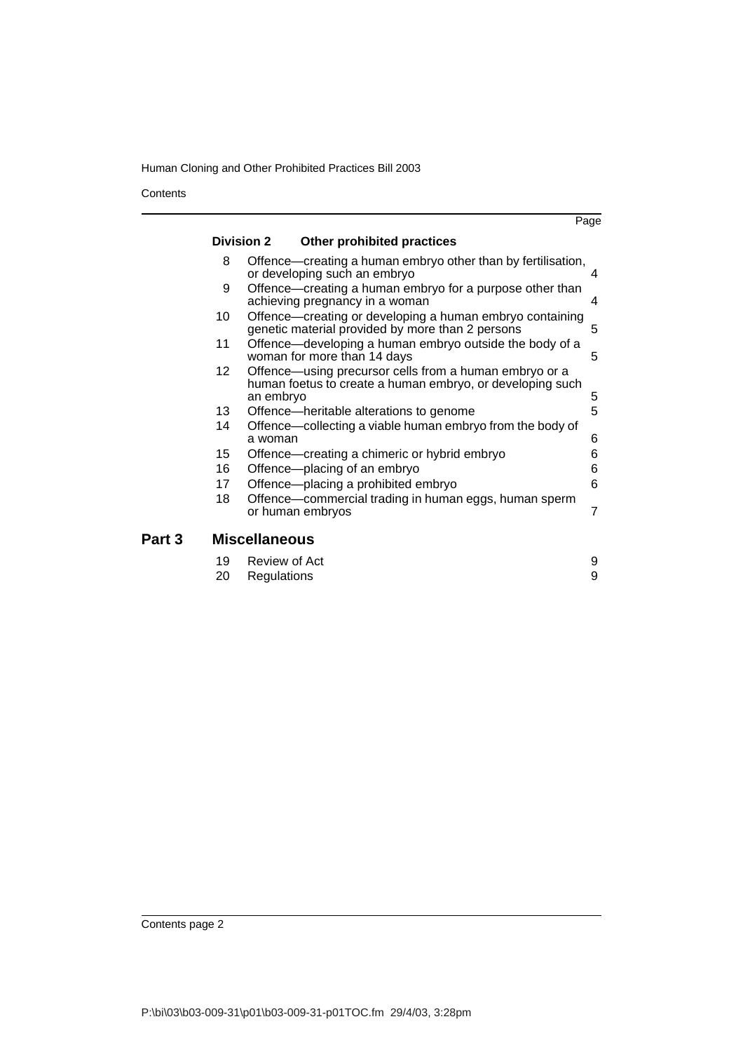| | | Page |
|---|---|---|
| **Division 2** | **Other prohibited practices** | |
| 8 | Offence—creating a human embryo other than by fertilisation, or developing such an embryo | 4 |
| 9 | Offence—creating a human embryo for a purpose other than achieving pregnancy in a woman | 4 |
| 10 | Offence—creating or developing a human embryo containing genetic material provided by more than 2 persons | 5 |
| 11 | Offence—developing a human embryo outside the body of a woman for more than 14 days | 5 |
| 12 | Offence—using precursor cells from a human embryo or a human foetus to create a human embryo, or developing such an embryo | 5 |
| 13 | Offence—heritable alterations to genome | 5 |
| 14 | Offence—collecting a viable human embryo from the body of a woman | 6 |
| 15 | Offence—creating a chimeric or hybrid embryo | 6 |
| 16 | Offence—placing of an embryo | 6 |
| 17 | Offence—placing a prohibited embryo | 6 |
| 18 | Offence—commercial trading in human eggs, human sperm or human embryos | 7 |
| **Part 3** | **Miscellaneous** | |
| 19 | Review of Act | 9 |
| 20 | Regulations | 9 |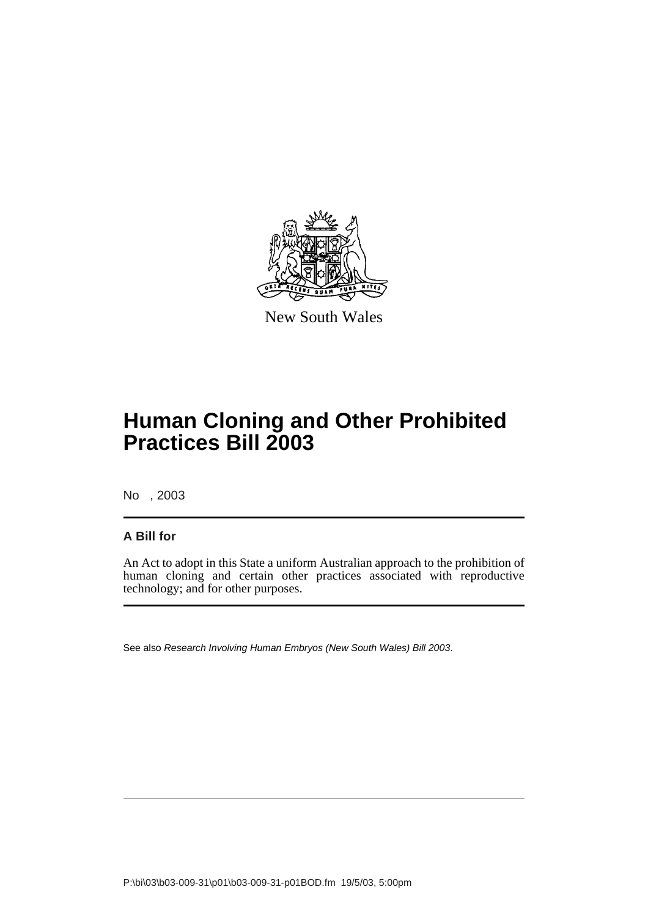New South Wales

# Human Cloning and Other Prohibited Practices Bill 2003

No , 2003

**A Bill for**

An Act to adopt in this State a uniform Australian approach to the prohibition of human cloning and certain other practices associated with reproductive technology; and for other purposes.

See also *Research Involving Human Embryos (New South Wales) Bill 2003*.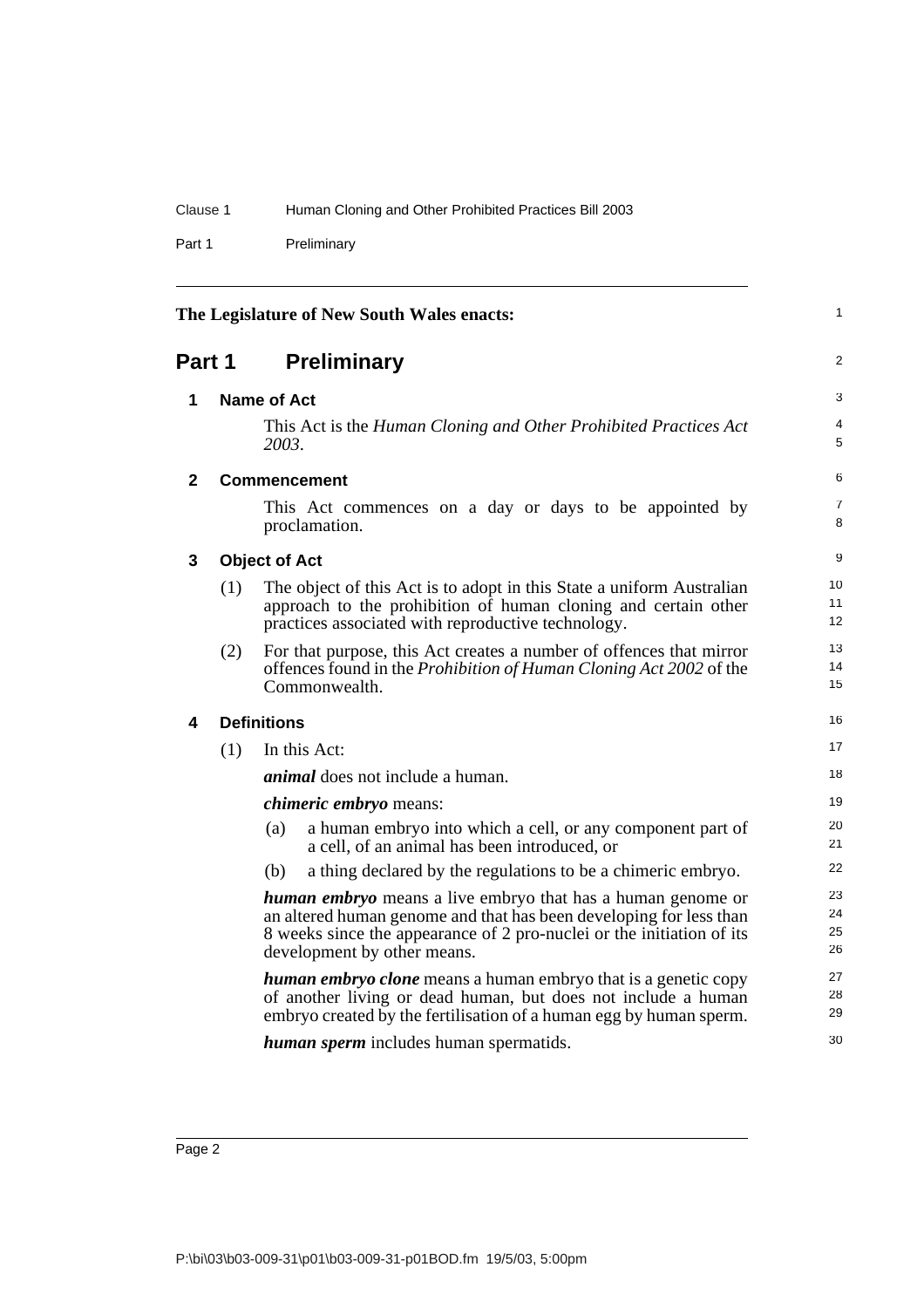The Legislature of New South Wales enacts:

# Part 1 Preliminary

## 1 Name of Act

This Act is the *Human Cloning and Other Prohibited Practices Act 2003*.

## 2 Commencement

This Act commences on a day or days to be appointed by proclamation.

## 3 Object of Act

(1) The object of this Act is to adopt in this State a uniform Australian approach to the prohibition of human cloning and certain other practices associated with reproductive technology.

(2) For that purpose, this Act creates a number of offences that mirror offences found in the *Prohibition of Human Cloning Act 2002* of the Commonwealth.

## 4 Definitions

(1) In this Act:

***animal*** does not include a human.

***chimeric embryo*** means:

- (a) a human embryo into which a cell, or any component part of a cell, of an animal has been introduced, or
- (b) a thing declared by the regulations to be a chimeric embryo.

***human embryo*** means a live embryo that has a human genome or an altered human genome and that has been developing for less than 8 weeks since the appearance of 2 pro-nuclei or the initiation of its development by other means.

***human embryo clone*** means a human embryo that is a genetic copy of another living or dead human, but does not include a human embryo created by the fertilisation of a human egg by human sperm.

***human sperm*** includes human spermatids.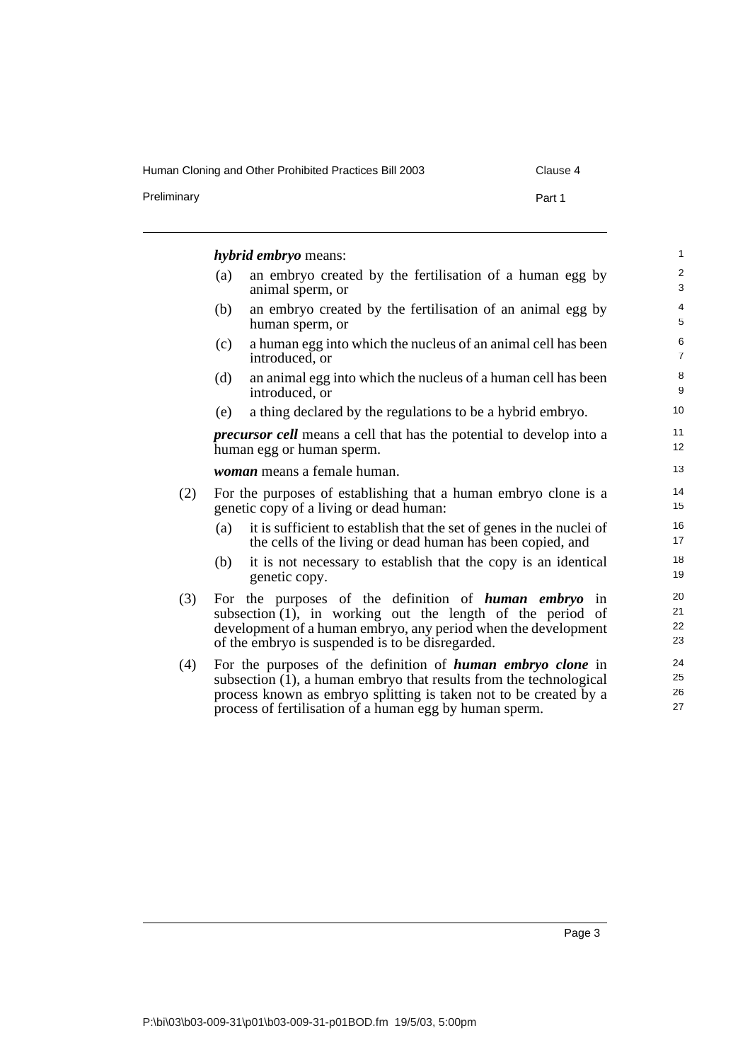***hybrid embryo*** means:

(a) an embryo created by the fertilisation of a human egg by animal sperm, or

(b) an embryo created by the fertilisation of an animal egg by human sperm, or

(c) a human egg into which the nucleus of an animal cell has been introduced, or

(d) an animal egg into which the nucleus of a human cell has been introduced, or

(e) a thing declared by the regulations to be a hybrid embryo.

***precursor cell*** means a cell that has the potential to develop into a human egg or human sperm.

***woman*** means a female human.

(2) For the purposes of establishing that a human embryo clone is a genetic copy of a living or dead human:

(a) it is sufficient to establish that the set of genes in the nuclei of the cells of the living or dead human has been copied, and

(b) it is not necessary to establish that the copy is an identical genetic copy.

(3) For the purposes of the definition of ***human embryo*** in subsection (1), in working out the length of the period of development of a human embryo, any period when the development of the embryo is suspended is to be disregarded.

(4) For the purposes of the definition of ***human embryo clone*** in subsection (1), a human embryo that results from the technological process known as embryo splitting is taken not to be created by a process of fertilisation of a human egg by human sperm.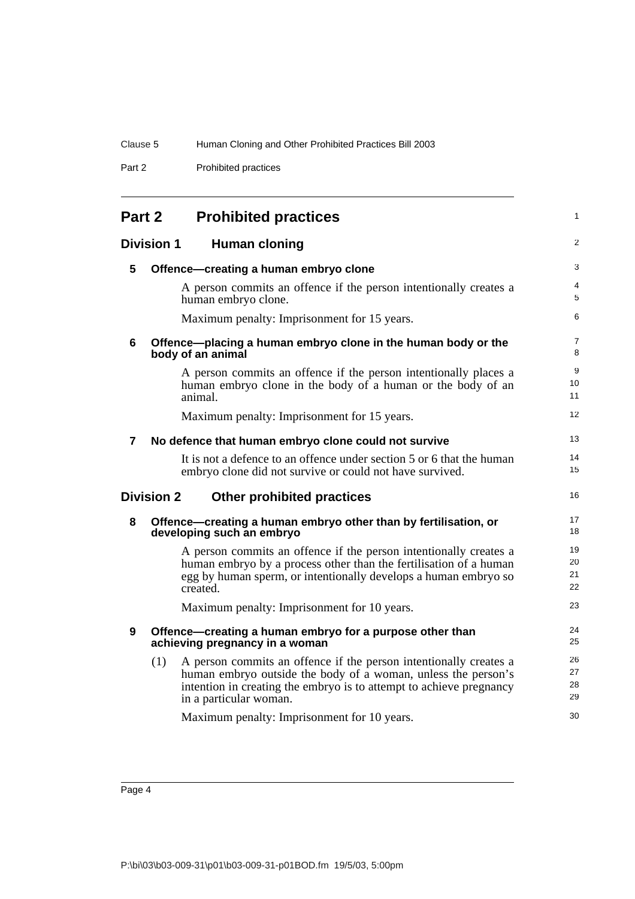# Part 2 Prohibited practices

## Division 1 Human cloning

### 5 Offence—creating a human embryo clone

A person commits an offence if the person intentionally creates a human embryo clone.

Maximum penalty: Imprisonment for 15 years.

### 6 Offence—placing a human embryo clone in the human body or the body of an animal

A person commits an offence if the person intentionally places a human embryo clone in the body of a human or the body of an animal.

Maximum penalty: Imprisonment for 15 years.

### 7 No defence that human embryo clone could not survive

It is not a defence to an offence under section 5 or 6 that the human embryo clone did not survive or could not have survived.

## Division 2 Other prohibited practices

### 8 Offence—creating a human embryo other than by fertilisation, or developing such an embryo

A person commits an offence if the person intentionally creates a human embryo by a process other than the fertilisation of a human egg by human sperm, or intentionally develops a human embryo so created.

Maximum penalty: Imprisonment for 10 years.

### 9 Offence—creating a human embryo for a purpose other than achieving pregnancy in a woman

(1) A person commits an offence if the person intentionally creates a human embryo outside the body of a woman, unless the person's intention in creating the embryo is to attempt to achieve pregnancy in a particular woman.

Maximum penalty: Imprisonment for 10 years.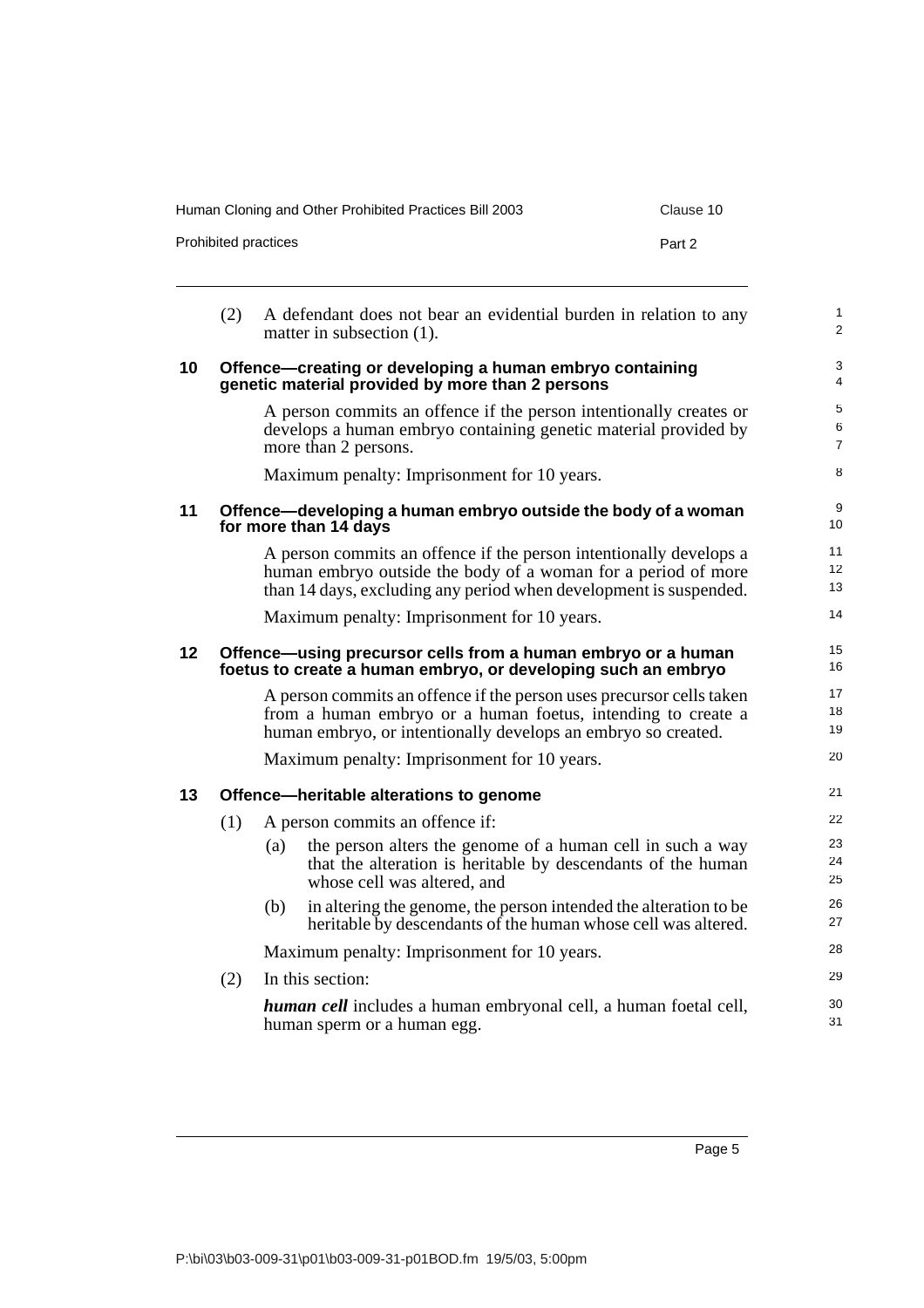(2) A defendant does not bear an evidential burden in relation to any matter in subsection (1).

## 10 Offence—creating or developing a human embryo containing genetic material provided by more than 2 persons

A person commits an offence if the person intentionally creates or develops a human embryo containing genetic material provided by more than 2 persons.

Maximum penalty: Imprisonment for 10 years.

## 11 Offence—developing a human embryo outside the body of a woman for more than 14 days

A person commits an offence if the person intentionally develops a human embryo outside the body of a woman for a period of more than 14 days, excluding any period when development is suspended.

Maximum penalty: Imprisonment for 10 years.

## 12 Offence—using precursor cells from a human embryo or a human foetus to create a human embryo, or developing such an embryo

A person commits an offence if the person uses precursor cells taken from a human embryo or a human foetus, intending to create a human embryo, or intentionally develops an embryo so created.

Maximum penalty: Imprisonment for 10 years.

## 13 Offence—heritable alterations to genome

(1) A person commits an offence if:

(a) the person alters the genome of a human cell in such a way that the alteration is heritable by descendants of the human whose cell was altered, and

(b) in altering the genome, the person intended the alteration to be heritable by descendants of the human whose cell was altered.

Maximum penalty: Imprisonment for 10 years.

(2) In this section:

***human cell*** includes a human embryonal cell, a human foetal cell, human sperm or a human egg.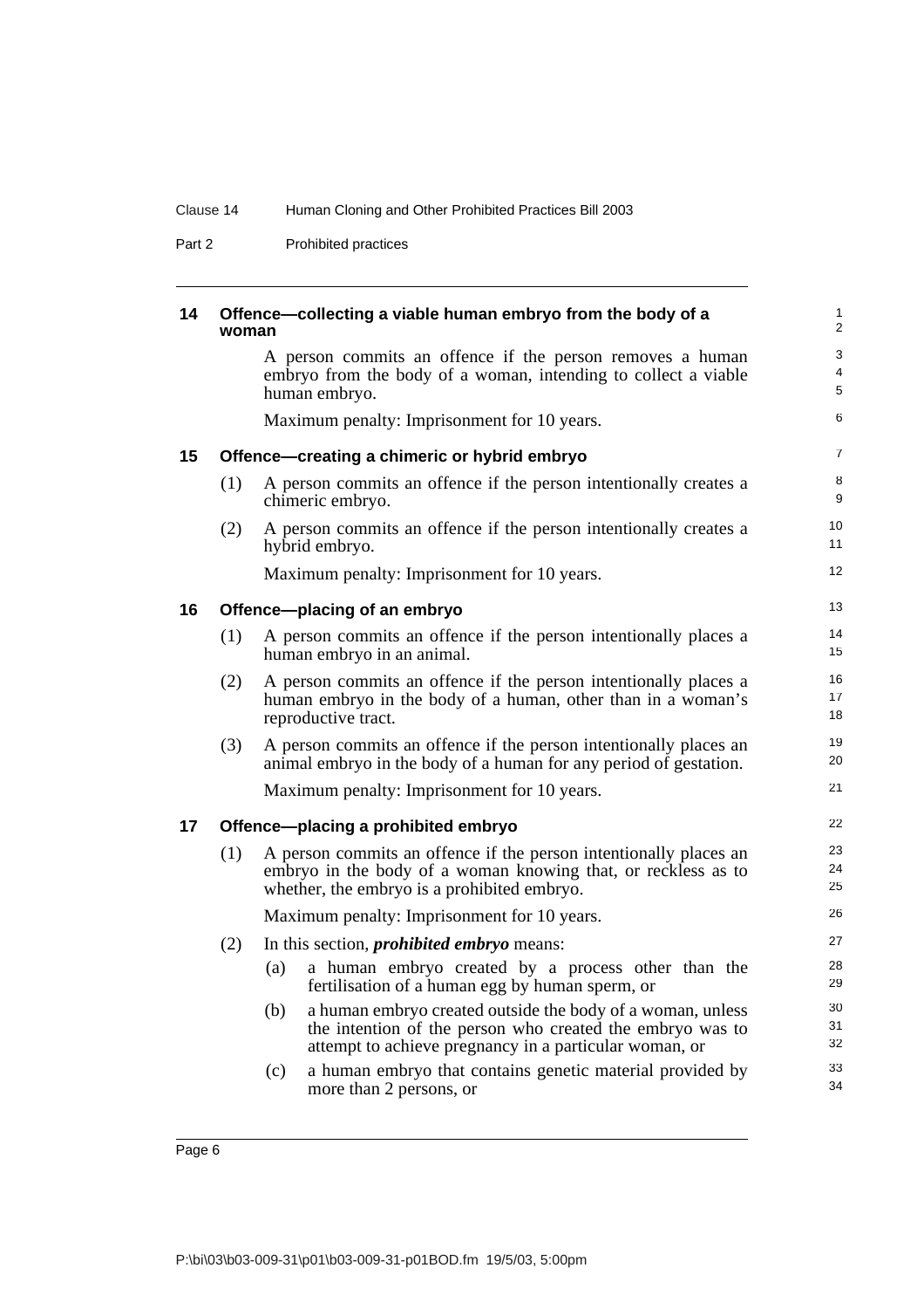## 14 Offence—collecting a viable human embryo from the body of a woman

A person commits an offence if the person removes a human embryo from the body of a woman, intending to collect a viable human embryo.

Maximum penalty: Imprisonment for 10 years.

## 15 Offence—creating a chimeric or hybrid embryo

(1) A person commits an offence if the person intentionally creates a chimeric embryo.

(2) A person commits an offence if the person intentionally creates a hybrid embryo.

Maximum penalty: Imprisonment for 10 years.

## 16 Offence—placing of an embryo

(1) A person commits an offence if the person intentionally places a human embryo in an animal.

(2) A person commits an offence if the person intentionally places a human embryo in the body of a human, other than in a woman's reproductive tract.

(3) A person commits an offence if the person intentionally places an animal embryo in the body of a human for any period of gestation.

Maximum penalty: Imprisonment for 10 years.

## 17 Offence—placing a prohibited embryo

(1) A person commits an offence if the person intentionally places an embryo in the body of a woman knowing that, or reckless as to whether, the embryo is a prohibited embryo.

Maximum penalty: Imprisonment for 10 years.

(2) In this section, ***prohibited embryo*** means:

(a) a human embryo created by a process other than the fertilisation of a human egg by human sperm, or

(b) a human embryo created outside the body of a woman, unless the intention of the person who created the embryo was to attempt to achieve pregnancy in a particular woman, or

(c) a human embryo that contains genetic material provided by more than 2 persons, or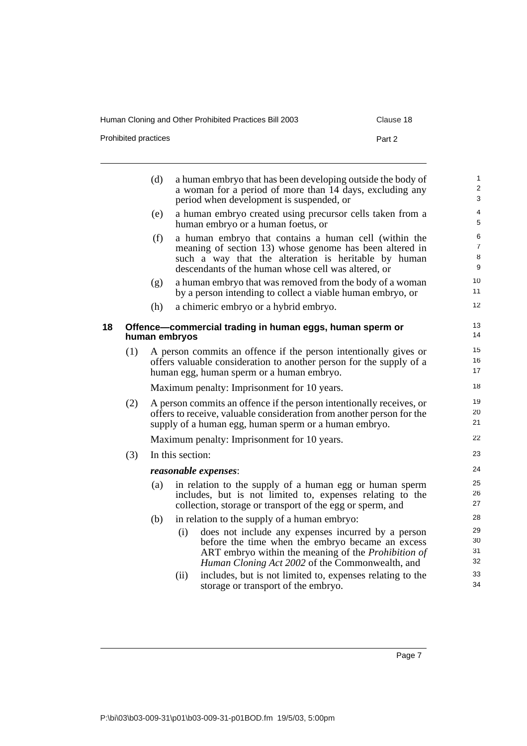(d) a human embryo that has been developing outside the body of a woman for a period of more than 14 days, excluding any period when development is suspended, or

(e) a human embryo created using precursor cells taken from a human embryo or a human foetus, or

(f) a human embryo that contains a human cell (within the meaning of section 13) whose genome has been altered in such a way that the alteration is heritable by human descendants of the human whose cell was altered, or

(g) a human embryo that was removed from the body of a woman by a person intending to collect a viable human embryo, or

(h) a chimeric embryo or a hybrid embryo.

### 18 Offence—commercial trading in human eggs, human sperm or human embryos

(1) A person commits an offence if the person intentionally gives or offers valuable consideration to another person for the supply of a human egg, human sperm or a human embryo.

Maximum penalty: Imprisonment for 10 years.

(2) A person commits an offence if the person intentionally receives, or offers to receive, valuable consideration from another person for the supply of a human egg, human sperm or a human embryo.

Maximum penalty: Imprisonment for 10 years.

(3) In this section:

***reasonable expenses***:

(a) in relation to the supply of a human egg or human sperm includes, but is not limited to, expenses relating to the collection, storage or transport of the egg or sperm, and

(b) in relation to the supply of a human embryo:

(i) does not include any expenses incurred by a person before the time when the embryo became an excess ART embryo within the meaning of the *Prohibition of Human Cloning Act 2002* of the Commonwealth, and

(ii) includes, but is not limited to, expenses relating to the storage or transport of the embryo.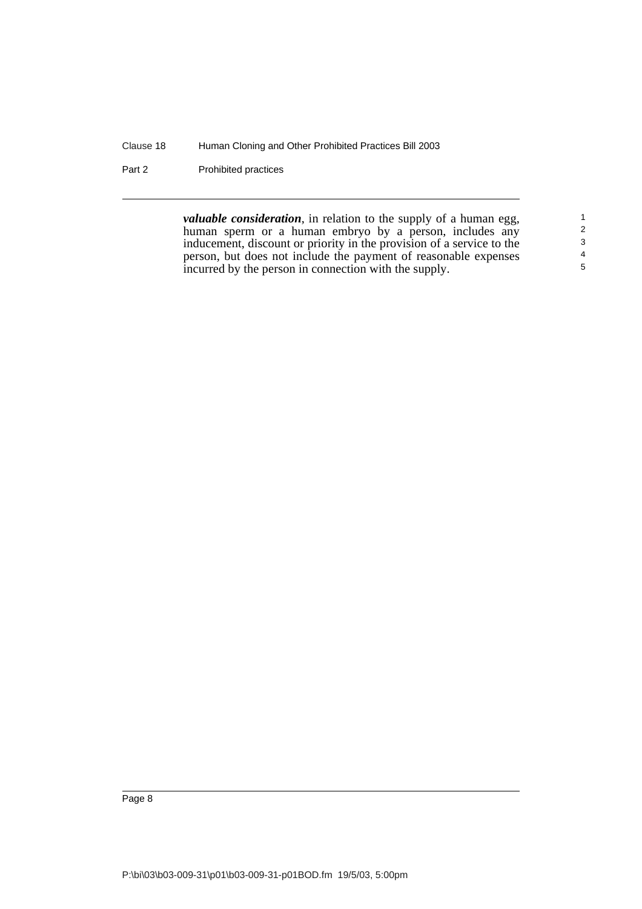***valuable consideration***, in relation to the supply of a human egg, human sperm or a human embryo by a person, includes any inducement, discount or priority in the provision of a service to the person, but does not include the payment of reasonable expenses incurred by the person in connection with the supply.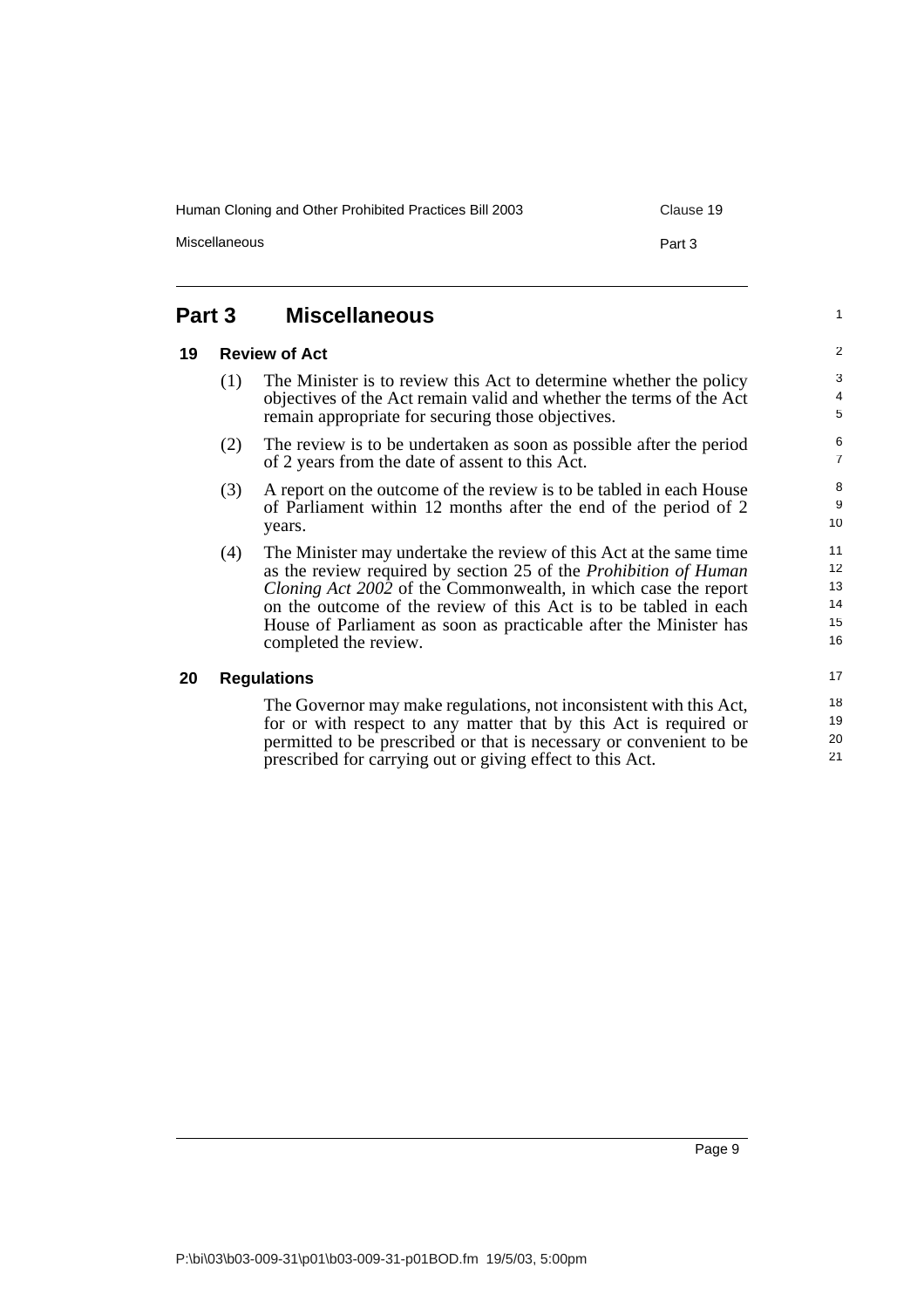## Part 3 Miscellaneous

### 19 Review of Act

(1) The Minister is to review this Act to determine whether the policy objectives of the Act remain valid and whether the terms of the Act remain appropriate for securing those objectives.

(2) The review is to be undertaken as soon as possible after the period of 2 years from the date of assent to this Act.

(3) A report on the outcome of the review is to be tabled in each House of Parliament within 12 months after the end of the period of 2 years.

(4) The Minister may undertake the review of this Act at the same time as the review required by section 25 of the *Prohibition of Human Cloning Act 2002* of the Commonwealth, in which case the report on the outcome of the review of this Act is to be tabled in each House of Parliament as soon as practicable after the Minister has completed the review.

### 20 Regulations

The Governor may make regulations, not inconsistent with this Act, for or with respect to any matter that by this Act is required or permitted to be prescribed or that is necessary or convenient to be prescribed for carrying out or giving effect to this Act.